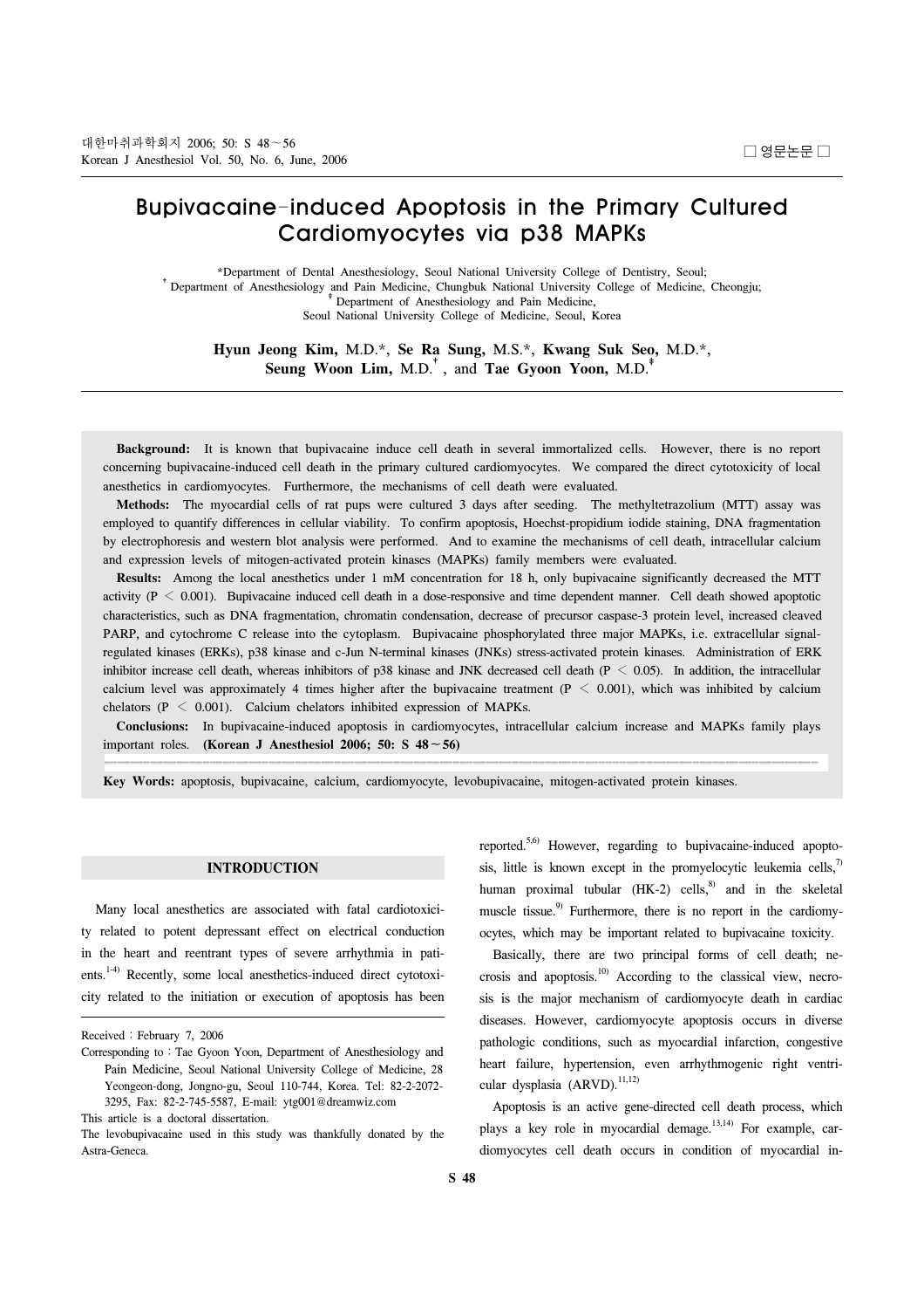□ 영문논문 □

# Bupivacaine-induced Apoptosis in the Primary Cultured Cardiomyocytes via p38 MAPKs

*Department of Dental Anesthesiology, Seoul National University College of Dentistry, Seoul; †Department of Anesthesiology and Pain Medicine, Chungbuk National University College of Medicine, Cheongju; ‡Department of Anesthesiology and Pain Medicine, Seoul National University College of Medicine, Seoul, Korea

**Hyun Jeong Kim,** M.D.*, **Se Ra Sung,** M.S.*, **Kwang Suk Seo,** M.D.*, **Seung Woon Lim,** M.D.†, and **Tae Gyoon Yoon,** M.D.‡

**Background:** It is known that bupivacaine induce cell death in several immortalized cells. However, there is no report concerning bupivacaine-induced cell death in the primary cultured cardiomyocytes. We compared the direct cytotoxicity of local anesthetics in cardiomyocytes. Furthermore, the mechanisms of cell death were evaluated.

**Methods:** The myocardial cells of rat pups were cultured 3 days after seeding. The methyltetrazolium (MTT) assay was employed to quantify differences in cellular viability. To confirm apoptosis, Hoechst-propidium iodide staining, DNA fragmentation by electrophoresis and western blot analysis were performed. And to examine the mechanisms of cell death, intracellular calcium and expression levels of mitogen-activated protein kinases (MAPKs) family members were evaluated.

**Results:** Among the local anesthetics under 1 mM concentration for 18 h, only bupivacaine significantly decreased the MTT activity ($P < 0.001$). Bupivacaine induced cell death in a dose-responsive and time dependent manner. Cell death showed apoptotic characteristics, such as DNA fragmentation, chromatin condensation, decrease of precursor caspase-3 protein level, increased cleaved PARP, and cytochrome C release into the cytoplasm. Bupivacaine phosphorylated three major MAPKs, i.e. extracellular signal-regulated kinases (ERKs), p38 kinase and c-Jun N-terminal kinases (JNKs) stress-activated protein kinases. Administration of ERK inhibitor increase cell death, whereas inhibitors of p38 kinase and JNK decreased cell death ($P < 0.05$). In addition, the intracellular calcium level was approximately 4 times higher after the bupivacaine treatment ($P < 0.001$), which was inhibited by calcium chelators ($P < 0.001$). Calcium chelators inhibited expression of MAPKs.

**Conclusions:** In bupivacaine-induced apoptosis in cardiomyocytes, intracellular calcium increase and MAPKs family plays important roles. **(Korean J Anesthesiol 2006; 50: S 48～56)**

**Key Words:** apoptosis, bupivacaine, calcium, cardiomyocyte, levobupivacaine, mitogen-activated protein kinases.

## INTRODUCTION

Many local anesthetics are associated with fatal cardiotoxicity related to potent depressant effect on electrical conduction in the heart and reentrant types of severe arrhythmia in patients.[1-4] Recently, some local anesthetics-induced direct cytotoxicity related to the initiation or execution of apoptosis has been reported.[5,6] However, regarding to bupivacaine-induced apoptosis, little is known except in the promyelocytic leukemia cells,[7] human proximal tubular (HK-2) cells,[8] and in the skeletal muscle tissue.[9] Furthermore, there is no report in the cardiomyocytes, which may be important related to bupivacaine toxicity.

Basically, there are two principal forms of cell death; necrosis and apoptosis.[10] According to the classical view, necrosis is the major mechanism of cardiomyocyte death in cardiac diseases. However, cardiomyocyte apoptosis occurs in diverse pathologic conditions, such as myocardial infarction, congestive heart failure, hypertension, even arrhythmogenic right ventricular dysplasia (ARVD).[11,12]

Apoptosis is an active gene-directed cell death process, which plays a key role in myocardial demage.[13,14] For example, cardiomyocytes cell death occurs in condition of myocardial in-

Received : February 7, 2006

Corresponding to : Tae Gyoon Yoon, Department of Anesthesiology and Pain Medicine, Seoul National University College of Medicine, 28 Yeongeon-dong, Jongno-gu, Seoul 110-744, Korea. Tel: 82-2-2072-3295, Fax: 82-2-745-5587, E-mail: ytg001@dreamwiz.com

This article is a doctoral dissertation.

The levobupivacaine used in this study was thankfully donated by the Astra-Geneca.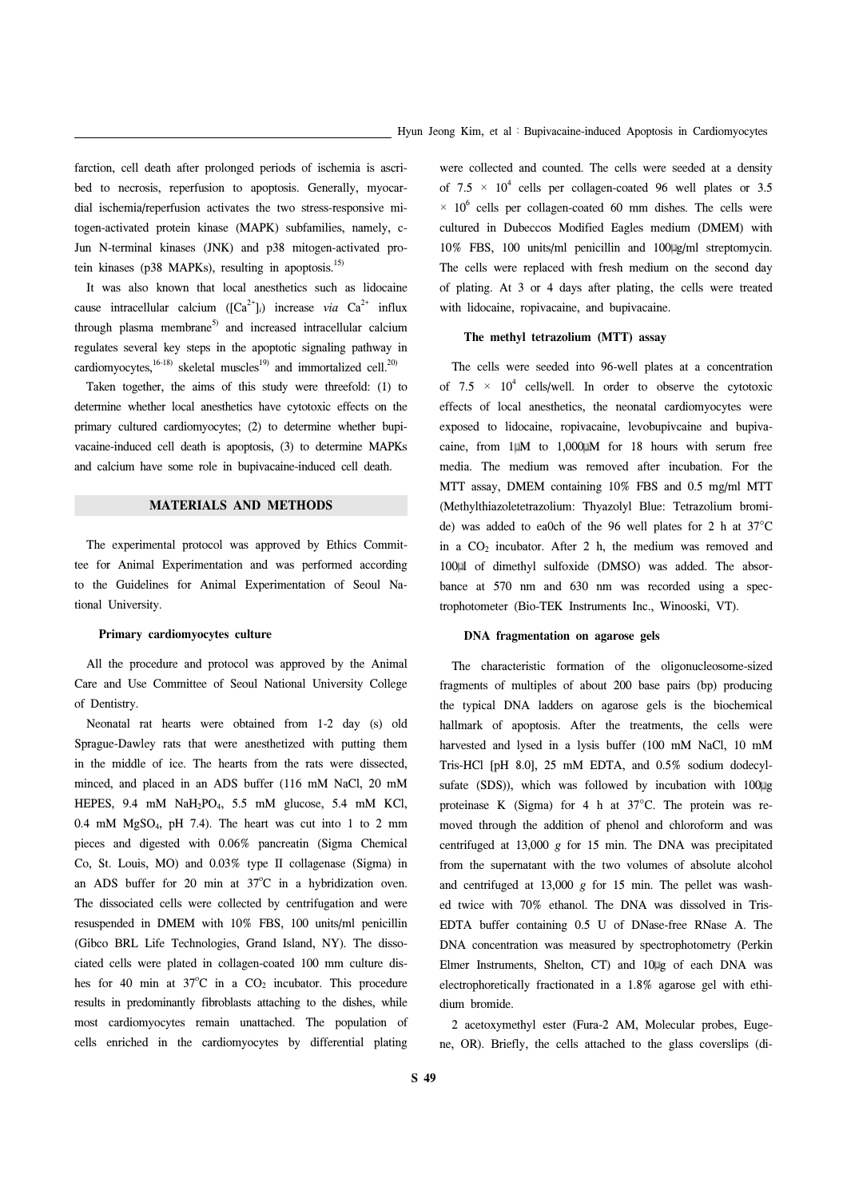farction, cell death after prolonged periods of ischemia is ascribed to necrosis, reperfusion to apoptosis. Generally, myocardial ischemia/reperfusion activates the two stress-responsive mitogen-activated protein kinase (MAPK) subfamilies, namely, c-Jun N-terminal kinases (JNK) and p38 mitogen-activated protein kinases (p38 MAPKs), resulting in apoptosis.[15]

It was also known that local anesthetics such as lidocaine cause intracellular calcium ($[Ca^{2+}]_i$) increase *via* $Ca^{2+}$ influx through plasma membrane[5] and increased intracellular calcium regulates several key steps in the apoptotic signaling pathway in cardiomyocytes,[16-18] skeletal muscles[19] and immortalized cell.[20]

Taken together, the aims of this study were threefold: (1) to determine whether local anesthetics have cytotoxic effects on the primary cultured cardiomyocytes; (2) to determine whether bupivacaine-induced cell death is apoptosis, (3) to determine MAPKs and calcium have some role in bupivacaine-induced cell death.

## MATERIALS AND METHODS

The experimental protocol was approved by Ethics Committee for Animal Experimentation and was performed according to the Guidelines for Animal Experimentation of Seoul National University.

### Primary cardiomyocytes culture

All the procedure and protocol was approved by the Animal Care and Use Committee of Seoul National University College of Dentistry.

Neonatal rat hearts were obtained from 1-2 day (s) old Sprague-Dawley rats that were anesthetized with putting them in the middle of ice. The hearts from the rats were dissected, minced, and placed in an ADS buffer (116 mM NaCl, 20 mM HEPES, 9.4 mM $NaH_2PO_4$, 5.5 mM glucose, 5.4 mM KCl, 0.4 mM $MgSO_4$, pH 7.4). The heart was cut into 1 to 2 mm pieces and digested with 0.06% pancreatin (Sigma Chemical Co, St. Louis, MO) and 0.03% type II collagenase (Sigma) in an ADS buffer for 20 min at 37°C in a hybridization oven. The dissociated cells were collected by centrifugation and were resuspended in DMEM with 10% FBS, 100 units/ml penicillin (Gibco BRL Life Technologies, Grand Island, NY). The dissociated cells were plated in collagen-coated 100 mm culture dishes for 40 min at 37°C in a $CO_2$ incubator. This procedure results in predominantly fibroblasts attaching to the dishes, while most cardiomyocytes remain unattached. The population of cells enriched in the cardiomyocytes by differential plating were collected and counted. The cells were seeded at a density of $7.5 \times 10^4$ cells per collagen-coated 96 well plates or $3.5 \times 10^6$ cells per collagen-coated 60 mm dishes. The cells were cultured in Dubeccos Modified Eagles medium (DMEM) with 10% FBS, 100 units/ml penicillin and 100 μg/ml streptomycin. The cells were replaced with fresh medium on the second day of plating. At 3 or 4 days after plating, the cells were treated with lidocaine, ropivacaine, and bupivacaine.

### The methyl tetrazolium (MTT) assay

The cells were seeded into 96-well plates at a concentration of $7.5 \times 10^4$ cells/well. In order to observe the cytotoxic effects of local anesthetics, the neonatal cardiomyocytes were exposed to lidocaine, ropivacaine, levobupivcaine and bupivacaine, from 1 μM to 1,000 μM for 18 hours with serum free media. The medium was removed after incubation. For the MTT assay, DMEM containing 10% FBS and 0.5 mg/ml MTT (Methylthiazoletetrazolium: Thyazolyl Blue: Tetrazolium bromide) was added to ea0ch of the 96 well plates for 2 h at 37°C in a $CO_2$ incubator. After 2 h, the medium was removed and 100 μl of dimethyl sulfoxide (DMSO) was added. The absorbance at 570 nm and 630 nm was recorded using a spectrophotometer (Bio-TEK Instruments Inc., Winooski, VT).

### DNA fragmentation on agarose gels

The characteristic formation of the oligonucleosome-sized fragments of multiples of about 200 base pairs (bp) producing the typical DNA ladders on agarose gels is the biochemical hallmark of apoptosis. After the treatments, the cells were harvested and lysed in a lysis buffer (100 mM NaCl, 10 mM Tris-HCl [pH 8.0], 25 mM EDTA, and 0.5% sodium dodecylsufate (SDS)), which was followed by incubation with 100 μg proteinase K (Sigma) for 4 h at 37°C. The protein was removed through the addition of phenol and chloroform and was centrifuged at 13,000 *g* for 15 min. The DNA was precipitated from the supernatant with the two volumes of absolute alcohol and centrifuged at 13,000 *g* for 15 min. The pellet was washed twice with 70% ethanol. The DNA was dissolved in Tris-EDTA buffer containing 0.5 U of DNase-free RNase A. The DNA concentration was measured by spectrophotometry (Perkin Elmer Instruments, Shelton, CT) and 10 μg of each DNA was electrophoretically fractionated in a 1.8% agarose gel with ethidium bromide.

2 acetoxymethyl ester (Fura-2 AM, Molecular probes, Eugene, OR). Briefly, the cells attached to the glass coverslips (di-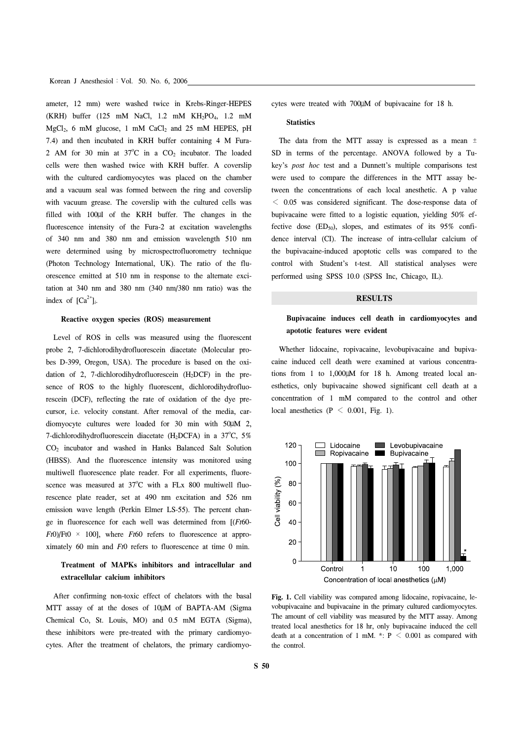ameter, 12 mm) were washed twice in Krebs-Ringer-HEPES (KRH) buffer (125 mM NaCl, 1.2 mM $KH_2PO_4$, 1.2 mM $MgCl_2$, 6 mM glucose, 1 mM $CaCl_2$ and 25 mM HEPES, pH 7.4) and then incubated in KRH buffer containing 4 M Fura-2 AM for 30 min at 37°C in a $CO_2$ incubator. The loaded cells were then washed twice with KRH buffer. A coverslip with the cultured cardiomyocytes was placed on the chamber and a vacuum seal was formed between the ring and coverslip with vacuum grease. The coverslip with the cultured cells was filled with 100 μl of the KRH buffer. The changes in the fluorescence intensity of the Fura-2 at excitation wavelengths of 340 nm and 380 nm and emission wavelength 510 nm were determined using by microspectrofluorometry technique (Photon Technology International, UK). The ratio of the fluorescence emitted at 510 nm in response to the alternate excitation at 340 nm and 380 nm (340 nm/380 nm ratio) was the index of $[Ca^{2+}]_i$.

### Reactive oxygen species (ROS) measurement

Level of ROS in cells was measured using the fluorescent probe 2, 7-dichlorodihydrofluorescein diacetate (Molecular probes D-399, Oregon, USA). The procedure is based on the oxidation of 2, 7-dichlorodihydrofluorescein ($H_2DCF$) in the presence of ROS to the highly fluorescent, dichlorodihydrofluorescein (DCF), reflecting the rate of oxidation of the dye precursor, i.e. velocity constant. After removal of the media, cardiomyocyte cultures were loaded for 30 min with 50 μM 2, 7-dichlorodihydrofluorescein diacetate ($H_2DCFA$) in a 37°C, 5% $CO_2$ incubator and washed in Hanks Balanced Salt Solution (HBSS). And the fluorescence intensity was monitored using multiwell fluorescence plate reader. For all experiments, fluorescence was measured at 37°C with a FLx 800 multiwell fluorescence plate reader, set at 490 nm excitation and 526 nm emission wave length (Perkin Elmer LS-55). The percent change in fluorescence for each well was determined from $[(Ft60-Ft0)/Ft0 \times 100]$, where $Ft60$ refers to fluorescence at approximately 60 min and $Ft0$ refers to fluorescence at time 0 min.

### Treatment of MAPKs inhibitors and intracellular and extracellular calcium inhibitors

After confirming non-toxic effect of chelators with the basal MTT assay of at the doses of 10 μM of BAPTA-AM (Sigma Chemical Co, St. Louis, MO) and 0.5 mM EGTA (Sigma), these inhibitors were pre-treated with the primary cardiomyocytes. After the treatment of chelators, the primary cardiomyocytes were treated with 700 μM of bupivacaine for 18 h.

### Statistics

The data from the MTT assay is expressed as a mean ± SD in terms of the percentage. ANOVA followed by a Tukey's *post hoc* test and a Dunnett's multiple comparisons test were used to compare the differences in the MTT assay between the concentrations of each local anesthetic. A p value $< 0.05$ was considered significant. The dose-response data of bupivacaine were fitted to a logistic equation, yielding 50% effective dose ($ED_{50}$), slopes, and estimates of its 95% confidence interval (CI). The increase of intra-cellular calcium of the bupivacaine-induced apoptotic cells was compared to the control with Student's t-test. All statistical analyses were performed using SPSS 10.0 (SPSS Inc, Chicago, IL).

## RESULTS

### Bupivacaine induces cell death in cardiomyocytes and apototic features were evident

Whether lidocaine, ropivacaine, levobupivacaine and bupivacaine induced cell death were examined at various concentrations from 1 to 1,000 μM for 18 h. Among treated local anesthetics, only bupivacaine showed significant cell death at a concentration of 1 mM compared to the control and other local anesthetics ($P < 0.001$, Fig. 1).

**Fig. 1.** Cell viability was compared among lidocaine, ropivacaine, levobupivacaine and bupivacaine in the primary cultured cardiomyocytes. The amount of cell viability was measured by the MTT assay. Among treated local anesthetics for 18 hr, only bupivacaine induced the cell death at a concentration of 1 mM. *: $P < 0.001$ as compared with the control.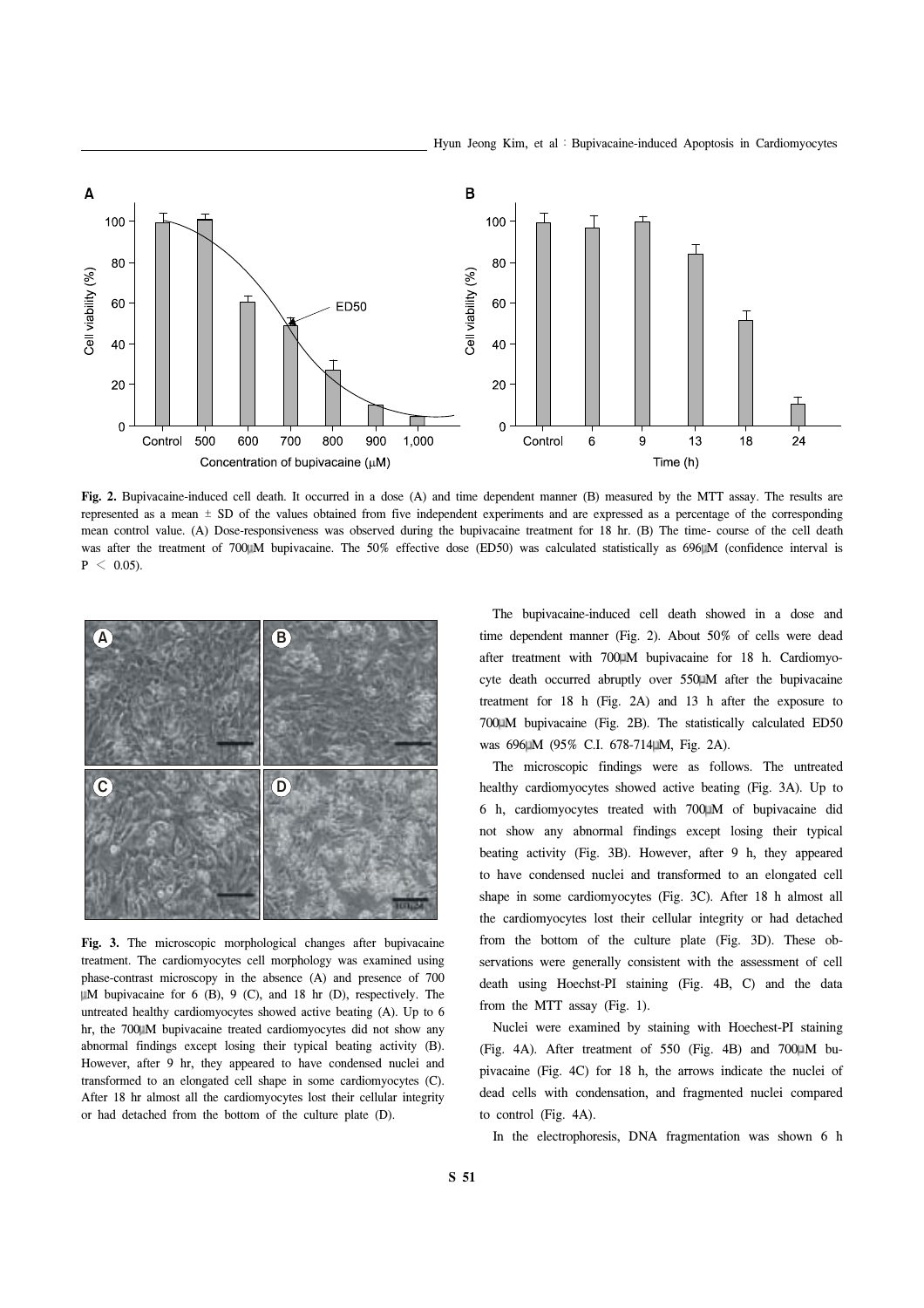**Fig. 2.** Bupivacaine-induced cell death. It occurred in a dose (A) and time dependent manner (B) measured by the MTT assay. The results are represented as a mean ± SD of the values obtained from five independent experiments and are expressed as a percentage of the corresponding mean control value. (A) Dose-responsiveness was observed during the bupivacaine treatment for 18 hr. (B) The time- course of the cell death was after the treatment of 700 μM bupivacaine. The 50% effective dose (ED50) was calculated statistically as 696 μM (confidence interval is $P < 0.05$).

**Fig. 3.** The microscopic morphological changes after bupivacaine treatment. The cardiomyocytes cell morphology was examined using phase-contrast microscopy in the absence (A) and presence of 700 μM bupivacaine for 6 (B), 9 (C), and 18 hr (D), respectively. The untreated healthy cardiomyocytes showed active beating (A). Up to 6 hr, the 700 μM bupivacaine treated cardiomyocytes did not show any abnormal findings except losing their typical beating activity (B). However, after 9 hr, they appeared to have condensed nuclei and transformed to an elongated cell shape in some cardiomyocytes (C). After 18 hr almost all the cardiomyocytes lost their cellular integrity or had detached from the bottom of the culture plate (D).

The bupivacaine-induced cell death showed in a dose and time dependent manner (Fig. 2). About 50% of cells were dead after treatment with 700 μM bupivacaine for 18 h. Cardiomyocyte death occurred abruptly over 550 μM after the bupivacaine treatment for 18 h (Fig. 2A) and 13 h after the exposure to 700 μM bupivacaine (Fig. 2B). The statistically calculated ED50 was 696 μM (95% C.I. 678-714 μM, Fig. 2A).

The microscopic findings were as follows. The untreated healthy cardiomyocytes showed active beating (Fig. 3A). Up to 6 h, cardiomyocytes treated with 700 μM of bupivacaine did not show any abnormal findings except losing their typical beating activity (Fig. 3B). However, after 9 h, they appeared to have condensed nuclei and transformed to an elongated cell shape in some cardiomyocytes (Fig. 3C). After 18 h almost all the cardiomyocytes lost their cellular integrity or had detached from the bottom of the culture plate (Fig. 3D). These observations were generally consistent with the assessment of cell death using Hoechst-PI staining (Fig. 4B, C) and the data from the MTT assay (Fig. 1).

Nuclei were examined by staining with Hoechest-PI staining (Fig. 4A). After treatment of 550 (Fig. 4B) and 700 μM bupivacaine (Fig. 4C) for 18 h, the arrows indicate the nuclei of dead cells with condensation, and fragmented nuclei compared to control (Fig. 4A).

In the electrophoresis, DNA fragmentation was shown 6 h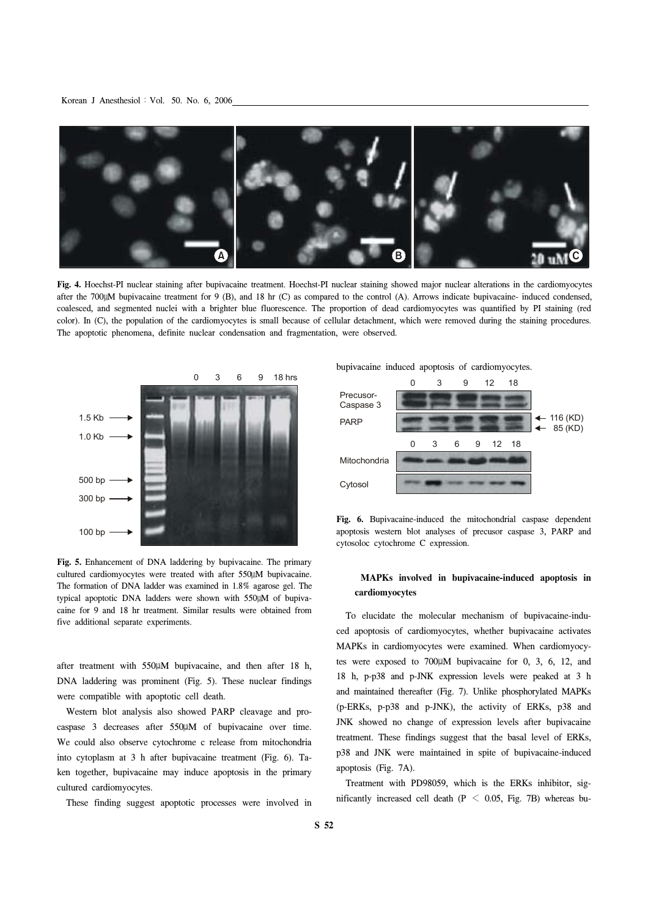**Fig. 4.** Hoechst-PI nuclear staining after bupivacaine treatment. Hoechst-PI nuclear staining showed major nuclear alterations in the cardiomyocytes after the 700μM bupivacaine treatment for 9 (B), and 18 hr (C) as compared to the control (A). Arrows indicate bupivacaine- induced condensed, coalesced, and segmented nuclei with a brighter blue fluorescence. The proportion of dead cardiomyocytes was quantified by PI staining (red color). In (C), the population of the cardiomyocytes is small because of cellular detachment, which were removed during the staining procedures. The apoptotic phenomena, definite nuclear condensation and fragmentation, were observed.

**Fig. 5.** Enhancement of DNA laddering by bupivacaine. The primary cultured cardiomyocytes were treated with after 550μM bupivacaine. The formation of DNA ladder was examined in 1.8% agarose gel. The typical apoptotic DNA ladders were shown with 550μM of bupivacaine for 9 and 18 hr treatment. Similar results were obtained from five additional separate experiments.

after treatment with 550μM bupivacaine, and then after 18 h, DNA laddering was prominent (Fig. 5). These nuclear findings were compatible with apoptotic cell death.

Western blot analysis also showed PARP cleavage and procaspase 3 decreases after 550μM of bupivacaine over time. We could also observe cytochrome c release from mitochondria into cytoplasm at 3 h after bupivacaine treatment (Fig. 6). Taken together, bupivacaine may induce apoptosis in the primary cultured cardiomyocytes.

These finding suggest apoptotic processes were involved in bupivacaine induced apoptosis of cardiomyocytes.

**Fig. 6.** Bupivacaine-induced the mitochondrial caspase dependent apoptosis western blot analyses of precusor caspase 3, PARP and cytosoloc cytochrome C expression.

### MAPKs involved in bupivacaine-induced apoptosis in cardiomyocytes

To elucidate the molecular mechanism of bupivacaine-induced apoptosis of cardiomyocytes, whether bupivacaine activates MAPKs in cardiomyocytes were examined. When cardiomyocytes were exposed to 700μM bupivacaine for 0, 3, 6, 12, and 18 h, p-p38 and p-JNK expression levels were peaked at 3 h and maintained thereafter (Fig. 7). Unlike phosphorylated MAPKs (p-ERKs, p-p38 and p-JNK), the activity of ERKs, p38 and JNK showed no change of expression levels after bupivacaine treatment. These findings suggest that the basal level of ERKs, p38 and JNK were maintained in spite of bupivacaine-induced apoptosis (Fig. 7A).

Treatment with PD98059, which is the ERKs inhibitor, significantly increased cell death ($P < 0.05$, Fig. 7B) whereas bu-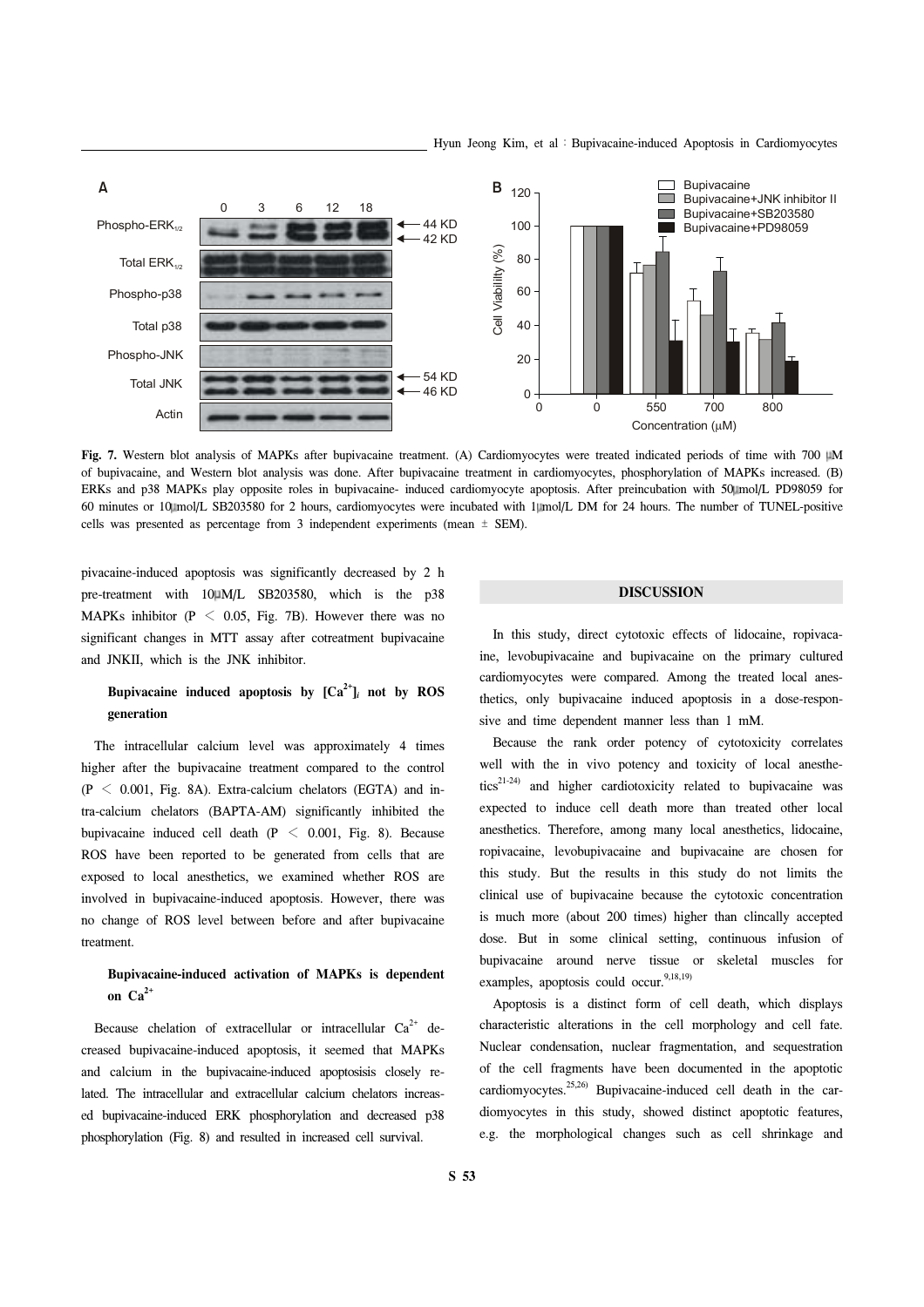**Fig. 7.** Western blot analysis of MAPKs after bupivacaine treatment. (A) Cardiomyocytes were treated indicated periods of time with 700 μM of bupivacaine, and Western blot analysis was done. After bupivacaine treatment in cardiomyocytes, phosphorylation of MAPKs increased. (B) ERKs and p38 MAPKs play opposite roles in bupivacaine- induced cardiomyocyte apoptosis. After preincubation with 50 μmol/L PD98059 for 60 minutes or 10 μmol/L SB203580 for 2 hours, cardiomyocytes were incubated with 1 μmol/L DM for 24 hours. The number of TUNEL-positive cells was presented as percentage from 3 independent experiments (mean ± SEM).

pivacaine-induced apoptosis was significantly decreased by 2 h pre-treatment with 10 μM/L SB203580, which is the p38 MAPKs inhibitor ($P < 0.05$, Fig. 7B). However there was no significant changes in MTT assay after cotreatment bupivacaine and JNKII, which is the JNK inhibitor.

### Bupivacaine induced apoptosis by $[Ca^{2+}]_i$ not by ROS generation

The intracellular calcium level was approximately 4 times higher after the bupivacaine treatment compared to the control ($P < 0.001$, Fig. 8A). Extra-calcium chelators (EGTA) and intra-calcium chelators (BAPTA-AM) significantly inhibited the bupivacaine induced cell death ($P < 0.001$, Fig. 8). Because ROS have been reported to be generated from cells that are exposed to local anesthetics, we examined whether ROS are involved in bupivacaine-induced apoptosis. However, there was no change of ROS level between before and after bupivacaine treatment.

### Bupivacaine-induced activation of MAPKs is dependent on $Ca^{2+}$

Because chelation of extracellular or intracellular $Ca^{2+}$ decreased bupivacaine-induced apoptosis, it seemed that MAPKs and calcium in the bupivacaine-induced apoptosisis closely related. The intracellular and extracellular calcium chelators increased bupivacaine-induced ERK phosphorylation and decreased p38 phosphorylation (Fig. 8) and resulted in increased cell survival.

## DISCUSSION

In this study, direct cytotoxic effects of lidocaine, ropivacaine, levobupivacaine and bupivacaine on the primary cultured cardiomyocytes were compared. Among the treated local anesthetics, only bupivacaine induced apoptosis in a dose-responsive and time dependent manner less than 1 mM.

Because the rank order potency of cytotoxicity correlates well with the in vivo potency and toxicity of local anesthetics[21-24] and higher cardiotoxicity related to bupivacaine was expected to induce cell death more than treated other local anesthetics. Therefore, among many local anesthetics, lidocaine, ropivacaine, levobupivacaine and bupivacaine are chosen for this study. But the results in this study do not limits the clinical use of bupivacaine because the cytotoxic concentration is much more (about 200 times) higher than clincally accepted dose. But in some clinical setting, continuous infusion of bupivacaine around nerve tissue or skeletal muscles for examples, apoptosis could occur.[9,18,19]

Apoptosis is a distinct form of cell death, which displays characteristic alterations in the cell morphology and cell fate. Nuclear condensation, nuclear fragmentation, and sequestration of the cell fragments have been documented in the apoptotic cardiomyocytes.[25,26] Bupivacaine-induced cell death in the cardiomyocytes in this study, showed distinct apoptotic features, e.g. the morphological changes such as cell shrinkage and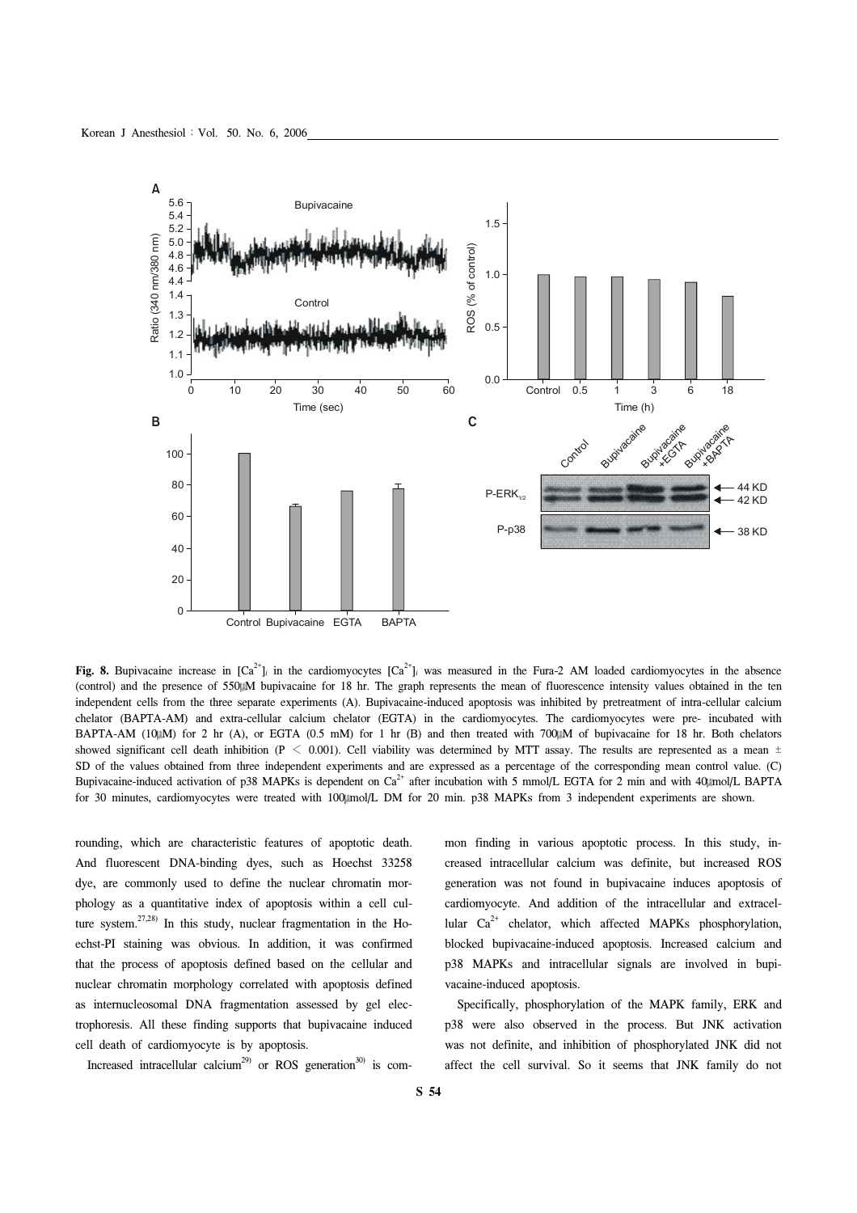**Fig. 8.** Bupivacaine increase in $[Ca^{2+}]_i$ in the cardiomyocytes $[Ca^{2+}]_i$ was measured in the Fura-2 AM loaded cardiomyocytes in the absence (control) and the presence of 550 μM bupivacaine for 18 hr. The graph represents the mean of fluorescence intensity values obtained in the ten independent cells from the three separate experiments (A). Bupivacaine-induced apoptosis was inhibited by pretreatment of intra-cellular calcium chelator (BAPTA-AM) and extra-cellular calcium chelator (EGTA) in the cardiomyocytes. The cardiomyocytes were pre- incubated with BAPTA-AM (10 μM) for 2 hr (A), or EGTA (0.5 mM) for 1 hr (B) and then treated with 700 μM of bupivacaine for 18 hr. Both chelators showed significant cell death inhibition ($P < 0.001$). Cell viability was determined by MTT assay. The results are represented as a mean ± SD of the values obtained from three independent experiments and are expressed as a percentage of the corresponding mean control value. (C) Bupivacaine-induced activation of p38 MAPKs is dependent on $Ca^{2+}$ after incubation with 5 mmol/L EGTA for 2 min and with 40 μmol/L BAPTA for 30 minutes, cardiomyocytes were treated with 100 μmol/L DM for 20 min. p38 MAPKs from 3 independent experiments are shown.

rounding, which are characteristic features of apoptotic death. And fluorescent DNA-binding dyes, such as Hoechst 33258 dye, are commonly used to define the nuclear chromatin morphology as a quantitative index of apoptosis within a cell culture system.[27,28] In this study, nuclear fragmentation in the Hoechst-PI staining was obvious. In addition, it was confirmed that the process of apoptosis defined based on the cellular and nuclear chromatin morphology correlated with apoptosis defined as internucleosomal DNA fragmentation assessed by gel electrophoresis. All these finding supports that bupivacaine induced cell death of cardiomyocyte is by apoptosis.

Increased intracellular calcium[29] or ROS generation[30] is common finding in various apoptotic process. In this study, increased intracellular calcium was definite, but increased ROS generation was not found in bupivacaine induces apoptosis of cardiomyocyte. And addition of the intracellular and extracellular $Ca^{2+}$ chelator, which affected MAPKs phosphorylation, blocked bupivacaine-induced apoptosis. Increased calcium and p38 MAPKs and intracellular signals are involved in bupivacaine-induced apoptosis.

Specifically, phosphorylation of the MAPK family, ERK and p38 were also observed in the process. But JNK activation was not definite, and inhibition of phosphorylated JNK did not affect the cell survival. So it seems that JNK family do not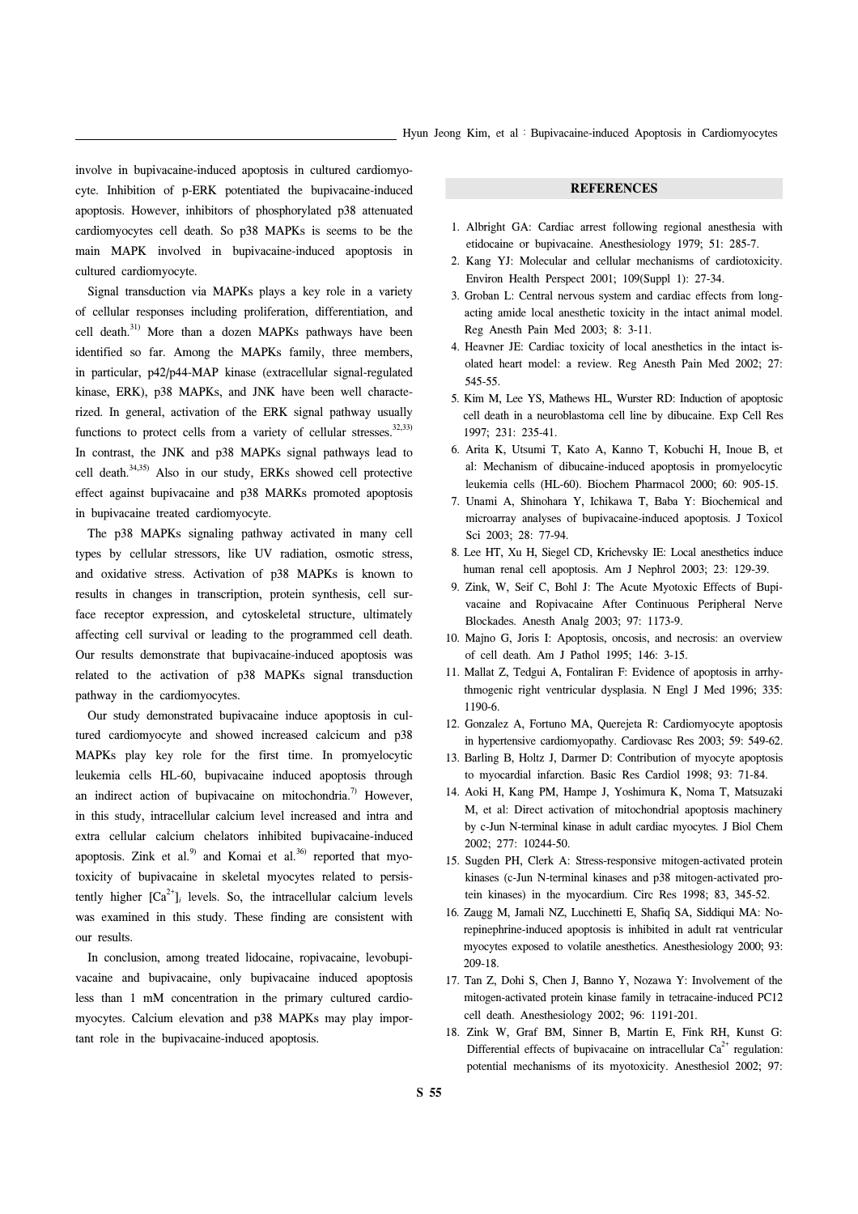involve in bupivacaine-induced apoptosis in cultured cardiomyocyte. Inhibition of p-ERK potentiated the bupivacaine-induced apoptosis. However, inhibitors of phosphorylated p38 attenuated cardiomyocytes cell death. So p38 MAPKs is seems to be the main MAPK involved in bupivacaine-induced apoptosis in cultured cardiomyocyte.

Signal transduction via MAPKs plays a key role in a variety of cellular responses including proliferation, differentiation, and cell death.[31] More than a dozen MAPKs pathways have been identified so far. Among the MAPKs family, three members, in particular, p42/p44-MAP kinase (extracellular signal-regulated kinase, ERK), p38 MAPKs, and JNK have been well characterized. In general, activation of the ERK signal pathway usually functions to protect cells from a variety of cellular stresses.[32,33] In contrast, the JNK and p38 MAPKs signal pathways lead to cell death.[34,35] Also in our study, ERKs showed cell protective effect against bupivacaine and p38 MARKs promoted apoptosis in bupivacaine treated cardiomyocyte.

The p38 MAPKs signaling pathway activated in many cell types by cellular stressors, like UV radiation, osmotic stress, and oxidative stress. Activation of p38 MAPKs is known to results in changes in transcription, protein synthesis, cell surface receptor expression, and cytoskeletal structure, ultimately affecting cell survival or leading to the programmed cell death. Our results demonstrate that bupivacaine-induced apoptosis was related to the activation of p38 MAPKs signal transduction pathway in the cardiomyocytes.

Our study demonstrated bupivacaine induce apoptosis in cultured cardiomyocyte and showed increased calcicum and p38 MAPKs play key role for the first time. In promyelocytic leukemia cells HL-60, bupivacaine induced apoptosis through an indirect action of bupivacaine on mitochondria.[7] However, in this study, intracellular calcium level increased and intra and extra cellular calcium chelators inhibited bupivacaine-induced apoptosis. Zink et al.[9] and Komai et al.[36] reported that myotoxicity of bupivacaine in skeletal myocytes related to persistently higher $[Ca^{2+}]_i$ levels. So, the intracellular calcium levels was examined in this study. These finding are consistent with our results.

In conclusion, among treated lidocaine, ropivacaine, levobupivacaine and bupivacaine, only bupivacaine induced apoptosis less than 1 mM concentration in the primary cultured cardiomyocytes. Calcium elevation and p38 MAPKs may play important role in the bupivacaine-induced apoptosis.

## REFERENCES

1. Albright GA: Cardiac arrest following regional anesthesia with etidocaine or bupivacaine. Anesthesiology 1979; 51: 285-7.
2. Kang YJ: Molecular and cellular mechanisms of cardiotoxicity. Environ Health Perspect 2001; 109(Suppl 1): 27-34.
3. Groban L: Central nervous system and cardiac effects from long-acting amide local anesthetic toxicity in the intact animal model. Reg Anesth Pain Med 2003; 8: 3-11.
4. Heavner JE: Cardiac toxicity of local anesthetics in the intact isolated heart model: a review. Reg Anesth Pain Med 2002; 27: 545-55.
5. Kim M, Lee YS, Mathews HL, Wurster RD: Induction of apoptosic cell death in a neuroblastoma cell line by dibucaine. Exp Cell Res 1997; 231: 235-41.
6. Arita K, Utsumi T, Kato A, Kanno T, Kobuchi H, Inoue B, et al: Mechanism of dibucaine-induced apoptosis in promyelocytic leukemia cells (HL-60). Biochem Pharmacol 2000; 60: 905-15.
7. Unami A, Shinohara Y, Ichikawa T, Baba Y: Biochemical and microarray analyses of bupivacaine-induced apoptosis. J Toxicol Sci 2003; 28: 77-94.
8. Lee HT, Xu H, Siegel CD, Krichevsky IE: Local anesthetics induce human renal cell apoptosis. Am J Nephrol 2003; 23: 129-39.
9. Zink, W, Seif C, Bohl J: The Acute Myotoxic Effects of Bupivacaine and Ropivacaine After Continuous Peripheral Nerve Blockades. Anesth Analg 2003; 97: 1173-9.
10. Majno G, Joris I: Apoptosis, oncosis, and necrosis: an overview of cell death. Am J Pathol 1995; 146: 3-15.
11. Mallat Z, Tedgui A, Fontaliran F: Evidence of apoptosis in arrhythmogenic right ventricular dysplasia. N Engl J Med 1996; 335: 1190-6.
12. Gonzalez A, Fortuno MA, Querejeta R: Cardiomyocyte apoptosis in hypertensive cardiomyopathy. Cardiovasc Res 2003; 59: 549-62.
13. Barling B, Holtz J, Darmer D: Contribution of myocyte apoptosis to myocardial infarction. Basic Res Cardiol 1998; 93: 71-84.
14. Aoki H, Kang PM, Hampe J, Yoshimura K, Noma T, Matsuzaki M, et al: Direct activation of mitochondrial apoptosis machinery by c-Jun N-terminal kinase in adult cardiac myocytes. J Biol Chem 2002; 277: 10244-50.
15. Sugden PH, Clerk A: Stress-responsive mitogen-activated protein kinases (c-Jun N-terminal kinases and p38 mitogen-activated protein kinases) in the myocardium. Circ Res 1998; 83, 345-52.
16. Zaugg M, Jamali NZ, Lucchinetti E, Shafiq SA, Siddiqui MA: Norepinephrine-induced apoptosis is inhibited in adult rat ventricular myocytes exposed to volatile anesthetics. Anesthesiology 2000; 93: 209-18.
17. Tan Z, Dohi S, Chen J, Banno Y, Nozawa Y: Involvement of the mitogen-activated protein kinase family in tetracaine-induced PC12 cell death. Anesthesiology 2002; 96: 1191-201.
18. Zink W, Graf BM, Sinner B, Martin E, Fink RH, Kunst G: Differential effects of bupivacaine on intracellular $Ca^{2+}$ regulation: potential mechanisms of its myotoxicity. Anesthesiol 2002; 97: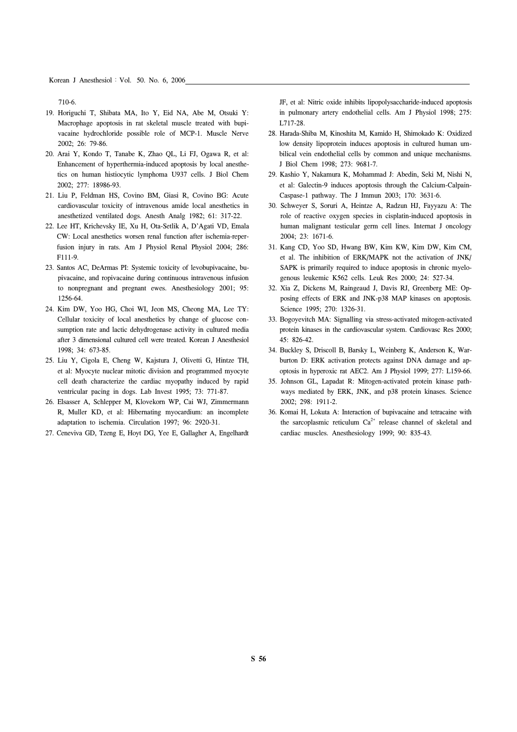710-6.

19. Horiguchi T, Shibata MA, Ito Y, Eid NA, Abe M, Otsuki Y: Macrophage apoptosis in rat skeletal muscle treated with bupivacaine hydrochloride possible role of MCP-1. Muscle Nerve 2002; 26: 79-86.
20. Arai Y, Kondo T, Tanabe K, Zhao QL, Li FJ, Ogawa R, et al: Enhancement of hyperthermia-induced apoptosis by local anesthetics on human histiocytic lymphoma U937 cells. J Biol Chem 2002; 277: 18986-93.
21. Liu P, Feldman HS, Covino BM, Giasi R, Covino BG: Acute cardiovascular toxicity of intravenous amide local anesthetics in anesthetized ventilated dogs. Anesth Analg 1982; 61: 317-22.
22. Lee HT, Krichevsky IE, Xu H, Ota-Setlik A, D'Agati VD, Emala CW: Local anesthetics worsen renal function after ischemia-reperfusion injury in rats. Am J Physiol Renal Physiol 2004; 286: F111-9.
23. Santos AC, DeArmas PI: Systemic toxicity of levobupivacaine, bupivacaine, and ropivacaine during continuous intravenous infusion to nonpregnant and pregnant ewes. Anesthesiology 2001; 95: 1256-64.
24. Kim DW, Yoo HG, Choi WI, Jeon MS, Cheong MA, Lee TY: Cellular toxicity of local anesthetics by change of glucose consumption rate and lactic dehydrogenase activity in cultured media after 3 dimensional cultured cell were treated. Korean J Anesthesiol 1998; 34: 673-85.
25. Liu Y, Cigola E, Cheng W, Kajstura J, Olivetti G, Hintze TH, et al: Myocyte nuclear mitotic division and programmed myocyte cell death characterize the cardiac myopathy induced by rapid ventricular pacing in dogs. Lab Invest 1995; 73: 771-87.
26. Elsasser A, Schlepper M, Klovekorn WP, Cai WJ, Zimmermann R, Muller KD, et al: Hibernating myocardium: an incomplete adaptation to ischemia. Circulation 1997; 96: 2920-31.
27. Ceneviva GD, Tzeng E, Hoyt DG, Yee E, Gallagher A, Engelhardt JF, et al: Nitric oxide inhibits lipopolysaccharide-induced apoptosis in pulmonary artery endothelial cells. Am J Physiol 1998; 275: L717-28.
28. Harada-Shiba M, Kinoshita M, Kamido H, Shimokado K: Oxidized low density lipoprotein induces apoptosis in cultured human umbilical vein endothelial cells by common and unique mechanisms. J Biol Chem 1998; 273: 9681-7.
29. Kashio Y, Nakamura K, Mohammad J: Abedin, Seki M, Nishi N, et al: Galectin-9 induces apoptosis through the Calcium-Calpain-Caspase-1 pathway. The J Immun 2003; 170: 3631-6.
30. Schweyer S, Soruri A, Heintze A, Radzun HJ, Fayyazu A: The role of reactive oxygen species in cisplatin-induced apoptosis in human malignant testicular germ cell lines. Internat J oncology 2004; 23: 1671-6.
31. Kang CD, Yoo SD, Hwang BW, Kim KW, Kim DW, Kim CM, et al. The inhibition of ERK/MAPK not the activation of JNK/SAPK is primarily required to induce apoptosis in chronic myelogenous leukemic K562 cells. Leuk Res 2000; 24: 527-34.
32. Xia Z, Dickens M, Raingeaud J, Davis RJ, Greenberg ME: Opposing effects of ERK and JNK-p38 MAP kinases on apoptosis. Science 1995; 270: 1326-31.
33. Bogoyevitch MA: Signalling via stress-activated mitogen-activated protein kinases in the cardiovascular system. Cardiovasc Res 2000; 45: 826-42.
34. Buckley S, Driscoll B, Barsky L, Weinberg K, Anderson K, Warburton D: ERK activation protects against DNA damage and apoptosis in hyperoxic rat AEC2. Am J Physiol 1999; 277: L159-66.
35. Johnson GL, Lapadat R: Mitogen-activated protein kinase pathways mediated by ERK, JNK, and p38 protein kinases. Science 2002; 298: 1911-2.
36. Komai H, Lokuta A: Interaction of bupivacaine and tetracaine with the sarcoplasmic reticulum $Ca^{2+}$ release channel of skeletal and cardiac muscles. Anesthesiology 1999; 90: 835-43.